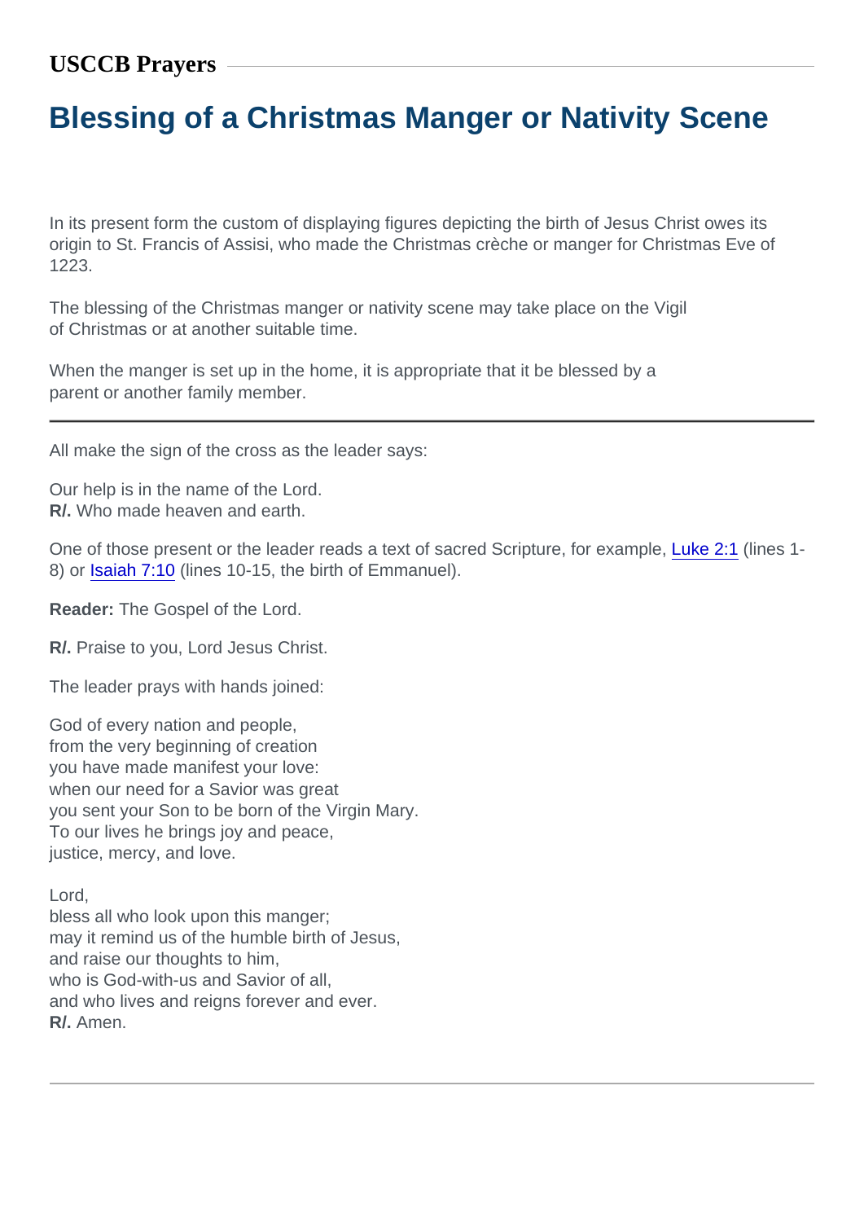## USCCB Prayers

# Blessing of a Christmas Manger or Nativity Scene

In its present form the custom of displaying figures depicting the birth of Jesus Christ owes its origin to St. Francis of Assisi, who made the Christmas crèche or manger for Christmas Eve of 1223.

The blessing of the Christmas manger or nativity scene may take place on the Vigil of Christmas or at another suitable time.

When the manger is set up in the home, it is appropriate that it be blessed by a parent or another family member.

---

All make the sign of the cross as the leader says:

Our help is in the name of the Lord.
**R/.** Who made heaven and earth.

One of those present or the leader reads a text of sacred Scripture, for example, Luke 2:1 (lines 1-8) or Isaiah 7:10 (lines 10-15, the birth of Emmanuel).

**Reader:** The Gospel of the Lord.

**R/.** Praise to you, Lord Jesus Christ.

The leader prays with hands joined:

God of every nation and people,
from the very beginning of creation
you have made manifest your love:
when our need for a Savior was great
you sent your Son to be born of the Virgin Mary.
To our lives he brings joy and peace,
justice, mercy, and love.

Lord,
bless all who look upon this manger;
may it remind us of the humble birth of Jesus,
and raise our thoughts to him,
who is God-with-us and Savior of all,
and who lives and reigns forever and ever.
**R/.** Amen.

---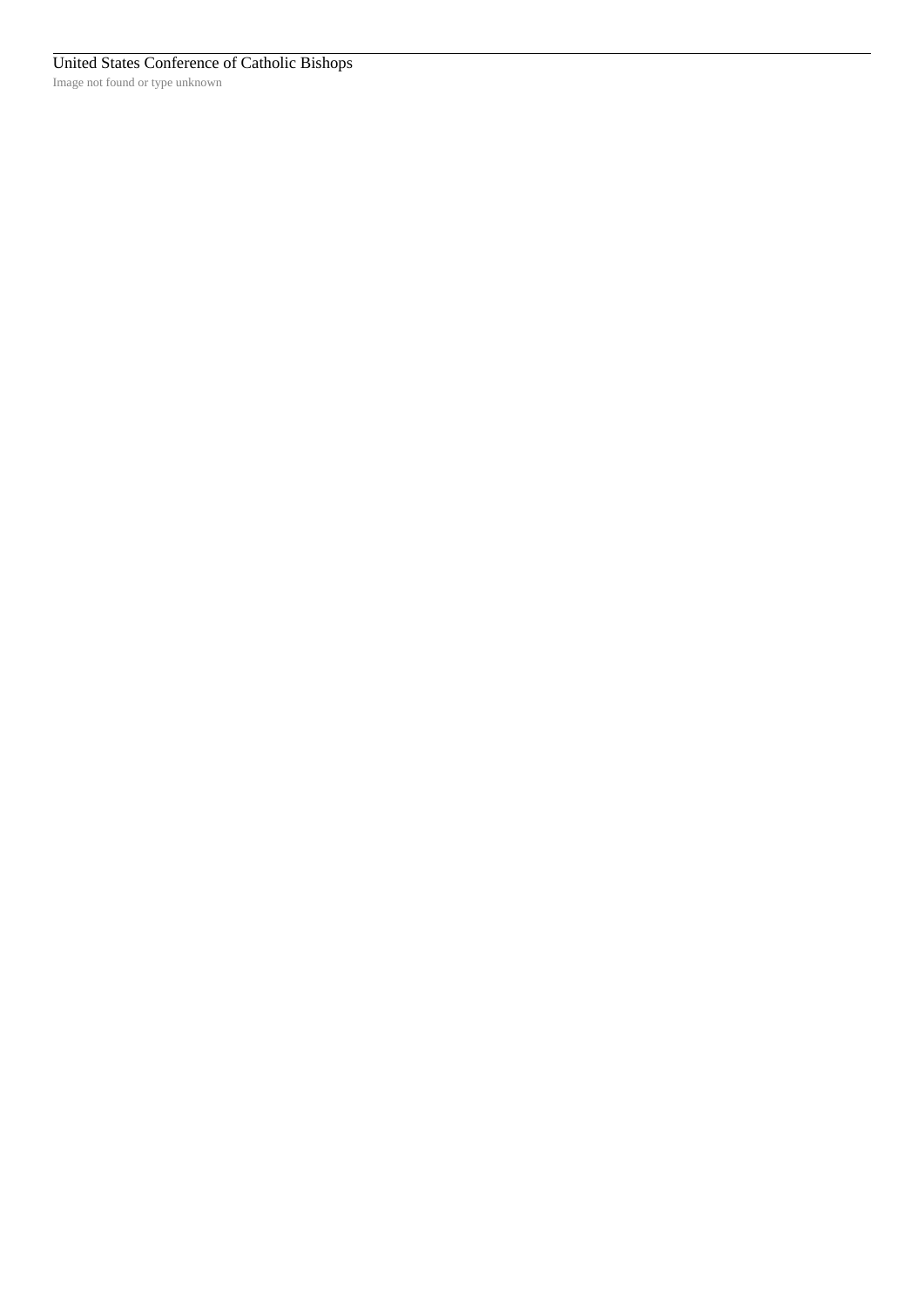United States Conference of Catholic Bishops

Image not found or type unknown